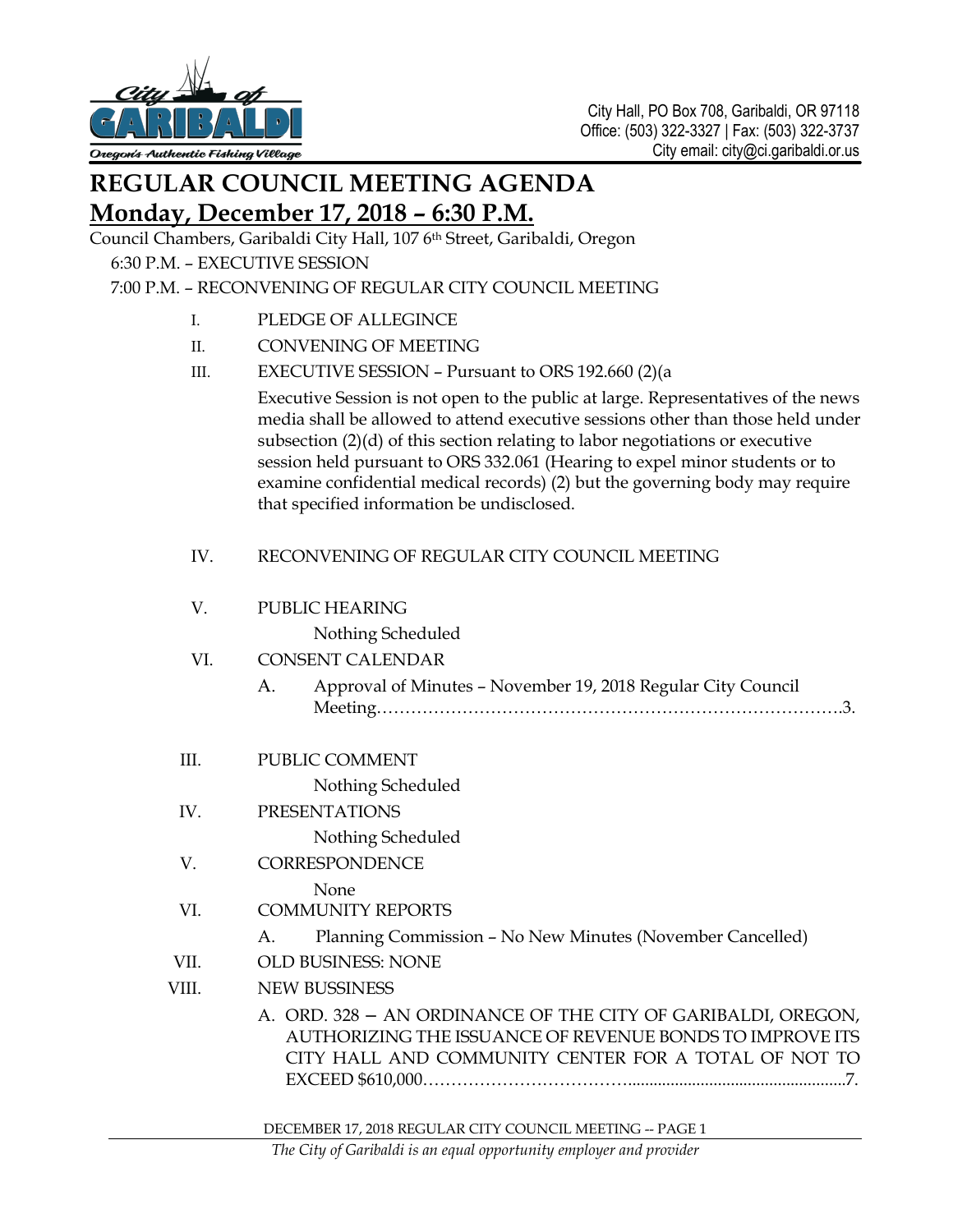City Hall, PO Box 708, Garibaldi, OR 97118
Office: (503) 322-3327 | Fax: (503) 322-3737
City email: city@ci.garibaldi.or.us

# REGULAR COUNCIL MEETING AGENDA

## Monday, December 17, 2018 – 6:30 P.M.

Council Chambers, Garibaldi City Hall, 107 6th Street, Garibaldi, Oregon

6:30 P.M. – EXECUTIVE SESSION

7:00 P.M. – RECONVENING OF REGULAR CITY COUNCIL MEETING

I. PLEDGE OF ALLEGINCE

II. CONVENING OF MEETING

III. EXECUTIVE SESSION – Pursuant to ORS 192.660 (2)(a

Executive Session is not open to the public at large. Representatives of the news media shall be allowed to attend executive sessions other than those held under subsection (2)(d) of this section relating to labor negotiations or executive session held pursuant to ORS 332.061 (Hearing to expel minor students or to examine confidential medical records) (2) but the governing body may require that specified information be undisclosed.

IV. RECONVENING OF REGULAR CITY COUNCIL MEETING

V. PUBLIC HEARING

Nothing Scheduled

VI. CONSENT CALENDAR

A. Approval of Minutes – November 19, 2018 Regular City Council Meeting……………………………………………………………………….3.

III. PUBLIC COMMENT

Nothing Scheduled

IV. PRESENTATIONS

Nothing Scheduled

V. CORRESPONDENCE

None

VI. COMMUNITY REPORTS

A. Planning Commission – No New Minutes (November Cancelled)

VII. OLD BUSINESS: NONE

VIII. NEW BUSSINESS

A. ORD. 328 – AN ORDINANCE OF THE CITY OF GARIBALDI, OREGON, AUTHORIZING THE ISSUANCE OF REVENUE BONDS TO IMPROVE ITS CITY HALL AND COMMUNITY CENTER FOR A TOTAL OF NOT TO EXCEED $610,000……………………………..................................................7.

*The City of Garibaldi is an equal opportunity employer and provider*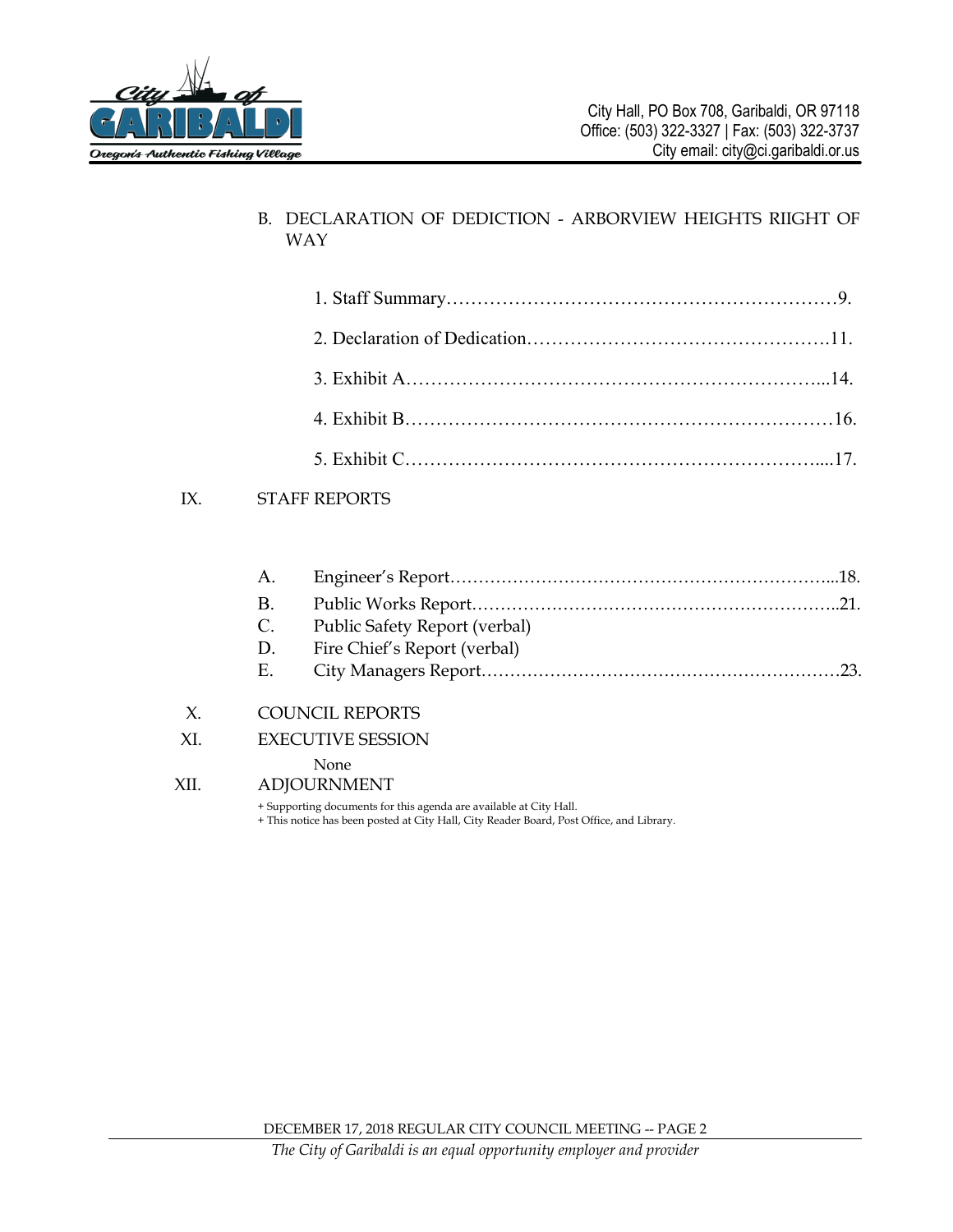City Hall, PO Box 708, Garibaldi, OR 97118
Office: (503) 322-3327 | Fax: (503) 322-3737
City email: city@ci.garibaldi.or.us

B. DECLARATION OF DEDICTION - ARBORVIEW HEIGHTS RIIGHT OF WAY

1. Staff Summary……………………………………………………………9.
2. Declaration of Dedication……………………………………………….11.
3. Exhibit A…………………………………………………………...14.
4. Exhibit B……………………………………………………………16.
5. Exhibit C…………………………………………………………....17.

IX. STAFF REPORTS

A. Engineer's Report…………………………………………………………...18.
B. Public Works Report……………………………………………………..21.
C. Public Safety Report (verbal)
D. Fire Chief's Report (verbal)
E. City Managers Report………………………………………………………23.

X. COUNCIL REPORTS

XI. EXECUTIVE SESSION

None

XII. ADJOURNMENT

+ Supporting documents for this agenda are available at City Hall.
+ This notice has been posted at City Hall, City Reader Board, Post Office, and Library.

DECEMBER 17, 2018 REGULAR CITY COUNCIL MEETING -- PAGE 2

*The City of Garibaldi is an equal opportunity employer and provider*